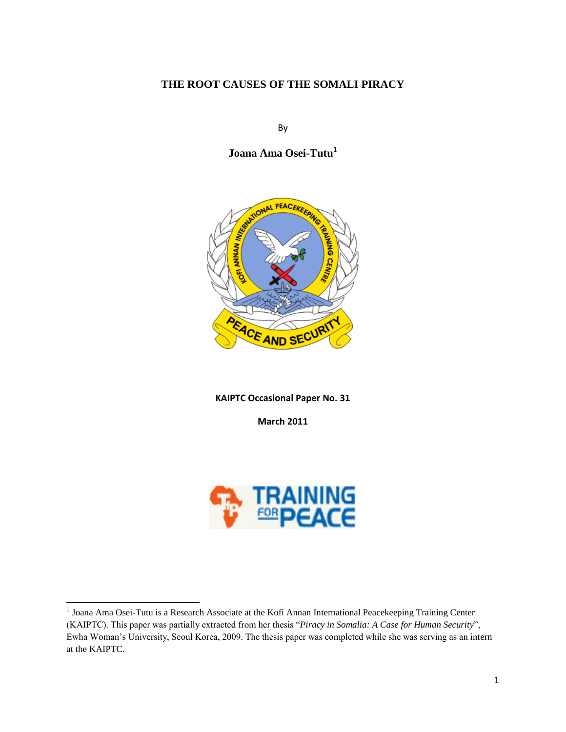# THE ROOT CAUSES OF THE SOMALI PIRACY

By

**Joana Ama Osei-Tutu**[1]

**KAIPTC Occasional Paper No. 31**

**March 2011**

[1] Joana Ama Osei-Tutu is a Research Associate at the Kofi Annan International Peacekeeping Training Center (KAIPTC). This paper was partially extracted from her thesis "*Piracy in Somalia: A Case for Human Security*", Ewha Woman's University, Seoul Korea, 2009. The thesis paper was completed while she was serving as an intern at the KAIPTC.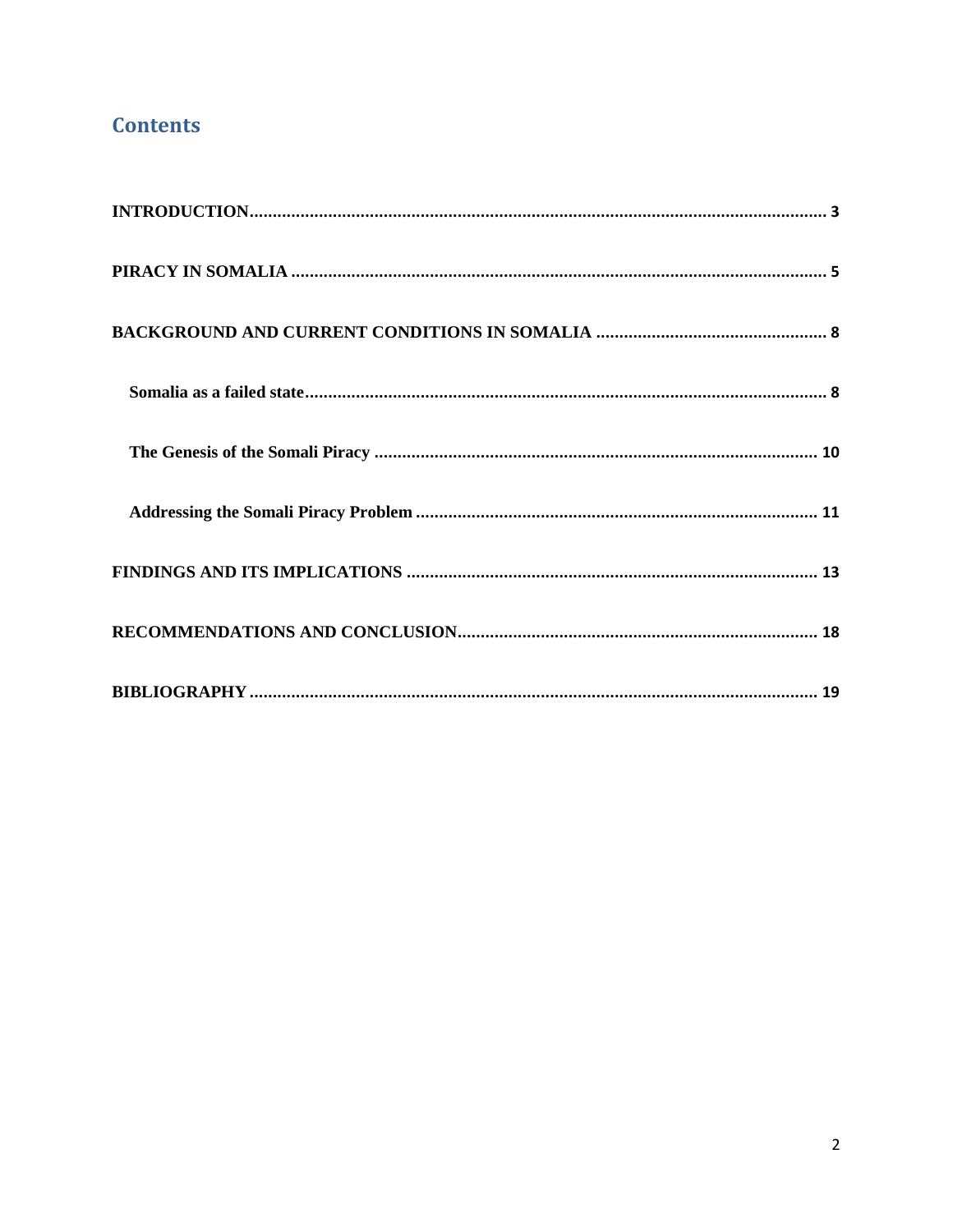# Contents

**INTRODUCTION** ........................................................................................................ 3

**PIRACY IN SOMALIA** ................................................................................................ 5

**BACKGROUND AND CURRENT CONDITIONS IN SOMALIA** ................................................ 8

- **Somalia as a failed state** ............................................................................... 8
- **The Genesis of the Somali Piracy** ................................................................. 10
- **Addressing the Somali Piracy Problem** ........................................................ 11

**FINDINGS AND ITS IMPLICATIONS** ........................................................................ 13

**RECOMMENDATIONS AND CONCLUSION** ................................................................ 18

**BIBLIOGRAPHY** ......................................................................................................... 19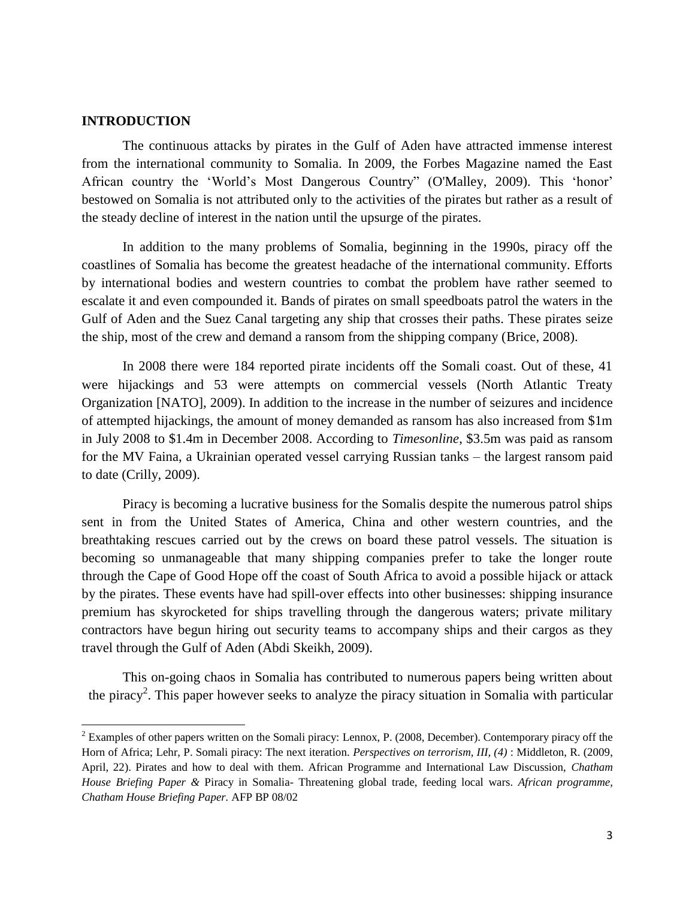## INTRODUCTION

The continuous attacks by pirates in the Gulf of Aden have attracted immense interest from the international community to Somalia. In 2009, the Forbes Magazine named the East African country the 'World's Most Dangerous Country" (O'Malley, 2009). This 'honor' bestowed on Somalia is not attributed only to the activities of the pirates but rather as a result of the steady decline of interest in the nation until the upsurge of the pirates.

In addition to the many problems of Somalia, beginning in the 1990s, piracy off the coastlines of Somalia has become the greatest headache of the international community. Efforts by international bodies and western countries to combat the problem have rather seemed to escalate it and even compounded it. Bands of pirates on small speedboats patrol the waters in the Gulf of Aden and the Suez Canal targeting any ship that crosses their paths. These pirates seize the ship, most of the crew and demand a ransom from the shipping company (Brice, 2008).

In 2008 there were 184 reported pirate incidents off the Somali coast. Out of these, 41 were hijackings and 53 were attempts on commercial vessels (North Atlantic Treaty Organization [NATO], 2009). In addition to the increase in the number of seizures and incidence of attempted hijackings, the amount of money demanded as ransom has also increased from \$1m in July 2008 to \$1.4m in December 2008. According to *Timesonline*, \$3.5m was paid as ransom for the MV Faina, a Ukrainian operated vessel carrying Russian tanks – the largest ransom paid to date (Crilly, 2009).

Piracy is becoming a lucrative business for the Somalis despite the numerous patrol ships sent in from the United States of America, China and other western countries, and the breathtaking rescues carried out by the crews on board these patrol vessels. The situation is becoming so unmanageable that many shipping companies prefer to take the longer route through the Cape of Good Hope off the coast of South Africa to avoid a possible hijack or attack by the pirates. These events have had spill-over effects into other businesses: shipping insurance premium has skyrocketed for ships travelling through the dangerous waters; private military contractors have begun hiring out security teams to accompany ships and their cargos as they travel through the Gulf of Aden (Abdi Skeikh, 2009).

This on-going chaos in Somalia has contributed to numerous papers being written about the piracy[2]. This paper however seeks to analyze the piracy situation in Somalia with particular

---

[2] Examples of other papers written on the Somali piracy: Lennox, P. (2008, December). Contemporary piracy off the Horn of Africa; Lehr, P. Somali piracy: The next iteration. *Perspectives on terrorism, III, (4)* : Middleton, R. (2009, April, 22). Pirates and how to deal with them. African Programme and International Law Discussion, *Chatham House Briefing Paper &* Piracy in Somalia- Threatening global trade, feeding local wars. *African programme, Chatham House Briefing Paper.* AFP BP 08/02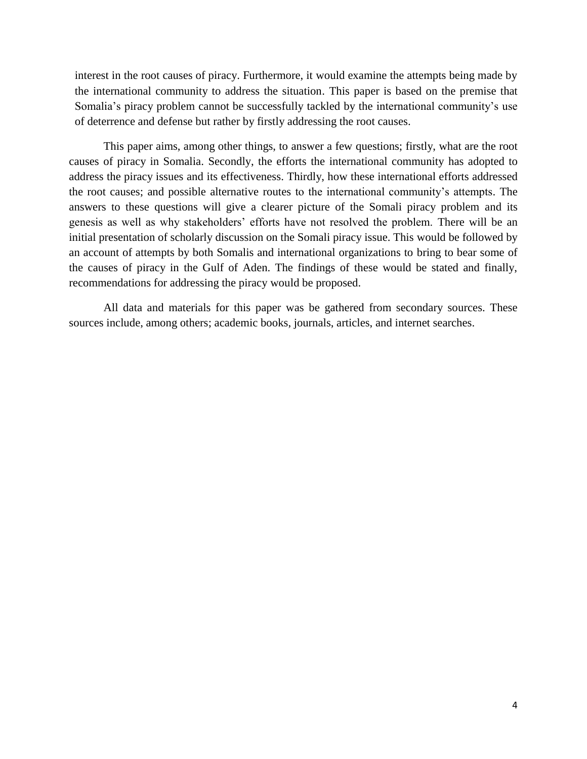interest in the root causes of piracy. Furthermore, it would examine the attempts being made by the international community to address the situation. This paper is based on the premise that Somalia's piracy problem cannot be successfully tackled by the international community's use of deterrence and defense but rather by firstly addressing the root causes.

This paper aims, among other things, to answer a few questions; firstly, what are the root causes of piracy in Somalia. Secondly, the efforts the international community has adopted to address the piracy issues and its effectiveness. Thirdly, how these international efforts addressed the root causes; and possible alternative routes to the international community's attempts. The answers to these questions will give a clearer picture of the Somali piracy problem and its genesis as well as why stakeholders' efforts have not resolved the problem. There will be an initial presentation of scholarly discussion on the Somali piracy issue. This would be followed by an account of attempts by both Somalis and international organizations to bring to bear some of the causes of piracy in the Gulf of Aden. The findings of these would be stated and finally, recommendations for addressing the piracy would be proposed.

All data and materials for this paper was be gathered from secondary sources. These sources include, among others; academic books, journals, articles, and internet searches.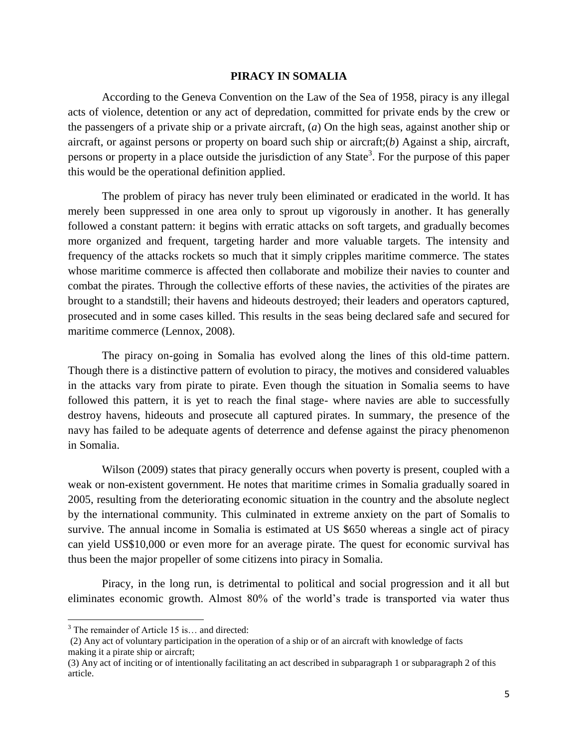## PIRACY IN SOMALIA

According to the Geneva Convention on the Law of the Sea of 1958, piracy is any illegal acts of violence, detention or any act of depredation, committed for private ends by the crew or the passengers of a private ship or a private aircraft, (*a*) On the high seas, against another ship or aircraft, or against persons or property on board such ship or aircraft;(*b*) Against a ship, aircraft, persons or property in a place outside the jurisdiction of any State[3]. For the purpose of this paper this would be the operational definition applied.

The problem of piracy has never truly been eliminated or eradicated in the world. It has merely been suppressed in one area only to sprout up vigorously in another. It has generally followed a constant pattern: it begins with erratic attacks on soft targets, and gradually becomes more organized and frequent, targeting harder and more valuable targets. The intensity and frequency of the attacks rockets so much that it simply cripples maritime commerce. The states whose maritime commerce is affected then collaborate and mobilize their navies to counter and combat the pirates. Through the collective efforts of these navies, the activities of the pirates are brought to a standstill; their havens and hideouts destroyed; their leaders and operators captured, prosecuted and in some cases killed. This results in the seas being declared safe and secured for maritime commerce (Lennox, 2008).

The piracy on-going in Somalia has evolved along the lines of this old-time pattern. Though there is a distinctive pattern of evolution to piracy, the motives and considered valuables in the attacks vary from pirate to pirate. Even though the situation in Somalia seems to have followed this pattern, it is yet to reach the final stage- where navies are able to successfully destroy havens, hideouts and prosecute all captured pirates. In summary, the presence of the navy has failed to be adequate agents of deterrence and defense against the piracy phenomenon in Somalia.

Wilson (2009) states that piracy generally occurs when poverty is present, coupled with a weak or non-existent government. He notes that maritime crimes in Somalia gradually soared in 2005, resulting from the deteriorating economic situation in the country and the absolute neglect by the international community. This culminated in extreme anxiety on the part of Somalis to survive. The annual income in Somalia is estimated at US $650 whereas a single act of piracy can yield US$10,000 or even more for an average pirate. The quest for economic survival has thus been the major propeller of some citizens into piracy in Somalia.

Piracy, in the long run, is detrimental to political and social progression and it all but eliminates economic growth. Almost 80% of the world's trade is transported via water thus

---

[3] The remainder of Article 15 is… and directed:

(2) Any act of voluntary participation in the operation of a ship or of an aircraft with knowledge of facts making it a pirate ship or aircraft;

(3) Any act of inciting or of intentionally facilitating an act described in subparagraph 1 or subparagraph 2 of this article.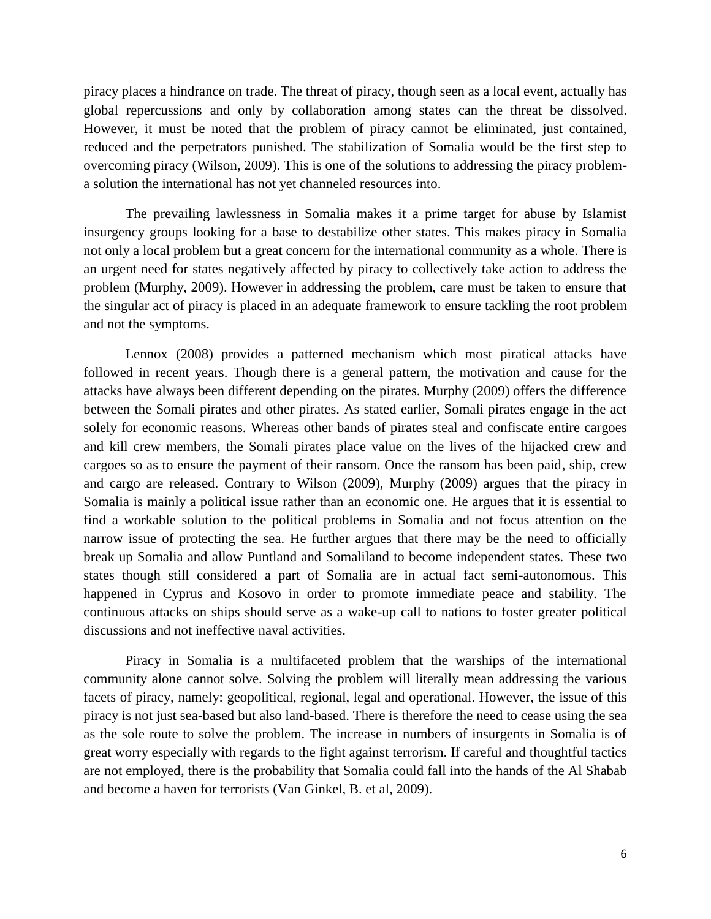piracy places a hindrance on trade. The threat of piracy, though seen as a local event, actually has global repercussions and only by collaboration among states can the threat be dissolved. However, it must be noted that the problem of piracy cannot be eliminated, just contained, reduced and the perpetrators punished. The stabilization of Somalia would be the first step to overcoming piracy (Wilson, 2009). This is one of the solutions to addressing the piracy problem- a solution the international has not yet channeled resources into.

The prevailing lawlessness in Somalia makes it a prime target for abuse by Islamist insurgency groups looking for a base to destabilize other states. This makes piracy in Somalia not only a local problem but a great concern for the international community as a whole. There is an urgent need for states negatively affected by piracy to collectively take action to address the problem (Murphy, 2009). However in addressing the problem, care must be taken to ensure that the singular act of piracy is placed in an adequate framework to ensure tackling the root problem and not the symptoms.

Lennox (2008) provides a patterned mechanism which most piratical attacks have followed in recent years. Though there is a general pattern, the motivation and cause for the attacks have always been different depending on the pirates. Murphy (2009) offers the difference between the Somali pirates and other pirates. As stated earlier, Somali pirates engage in the act solely for economic reasons. Whereas other bands of pirates steal and confiscate entire cargoes and kill crew members, the Somali pirates place value on the lives of the hijacked crew and cargoes so as to ensure the payment of their ransom. Once the ransom has been paid, ship, crew and cargo are released. Contrary to Wilson (2009), Murphy (2009) argues that the piracy in Somalia is mainly a political issue rather than an economic one. He argues that it is essential to find a workable solution to the political problems in Somalia and not focus attention on the narrow issue of protecting the sea. He further argues that there may be the need to officially break up Somalia and allow Puntland and Somaliland to become independent states. These two states though still considered a part of Somalia are in actual fact semi-autonomous. This happened in Cyprus and Kosovo in order to promote immediate peace and stability. The continuous attacks on ships should serve as a wake-up call to nations to foster greater political discussions and not ineffective naval activities.

Piracy in Somalia is a multifaceted problem that the warships of the international community alone cannot solve. Solving the problem will literally mean addressing the various facets of piracy, namely: geopolitical, regional, legal and operational. However, the issue of this piracy is not just sea-based but also land-based. There is therefore the need to cease using the sea as the sole route to solve the problem. The increase in numbers of insurgents in Somalia is of great worry especially with regards to the fight against terrorism. If careful and thoughtful tactics are not employed, there is the probability that Somalia could fall into the hands of the Al Shabab and become a haven for terrorists (Van Ginkel, B. et al, 2009).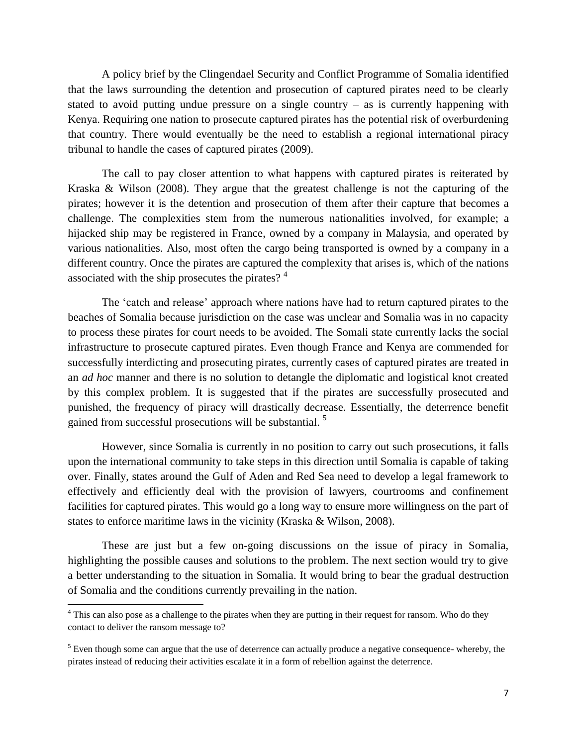A policy brief by the Clingendael Security and Conflict Programme of Somalia identified that the laws surrounding the detention and prosecution of captured pirates need to be clearly stated to avoid putting undue pressure on a single country – as is currently happening with Kenya. Requiring one nation to prosecute captured pirates has the potential risk of overburdening that country. There would eventually be the need to establish a regional international piracy tribunal to handle the cases of captured pirates (2009).

The call to pay closer attention to what happens with captured pirates is reiterated by Kraska & Wilson (2008). They argue that the greatest challenge is not the capturing of the pirates; however it is the detention and prosecution of them after their capture that becomes a challenge. The complexities stem from the numerous nationalities involved, for example; a hijacked ship may be registered in France, owned by a company in Malaysia, and operated by various nationalities. Also, most often the cargo being transported is owned by a company in a different country. Once the pirates are captured the complexity that arises is, which of the nations associated with the ship prosecutes the pirates? [4]

The 'catch and release' approach where nations have had to return captured pirates to the beaches of Somalia because jurisdiction on the case was unclear and Somalia was in no capacity to process these pirates for court needs to be avoided. The Somali state currently lacks the social infrastructure to prosecute captured pirates. Even though France and Kenya are commended for successfully interdicting and prosecuting pirates, currently cases of captured pirates are treated in an *ad hoc* manner and there is no solution to detangle the diplomatic and logistical knot created by this complex problem. It is suggested that if the pirates are successfully prosecuted and punished, the frequency of piracy will drastically decrease. Essentially, the deterrence benefit gained from successful prosecutions will be substantial. [5]

However, since Somalia is currently in no position to carry out such prosecutions, it falls upon the international community to take steps in this direction until Somalia is capable of taking over. Finally, states around the Gulf of Aden and Red Sea need to develop a legal framework to effectively and efficiently deal with the provision of lawyers, courtrooms and confinement facilities for captured pirates. This would go a long way to ensure more willingness on the part of states to enforce maritime laws in the vicinity (Kraska & Wilson, 2008).

These are just but a few on-going discussions on the issue of piracy in Somalia, highlighting the possible causes and solutions to the problem. The next section would try to give a better understanding to the situation in Somalia. It would bring to bear the gradual destruction of Somalia and the conditions currently prevailing in the nation.

---

[4] This can also pose as a challenge to the pirates when they are putting in their request for ransom. Who do they contact to deliver the ransom message to?

[5] Even though some can argue that the use of deterrence can actually produce a negative consequence- whereby, the pirates instead of reducing their activities escalate it in a form of rebellion against the deterrence.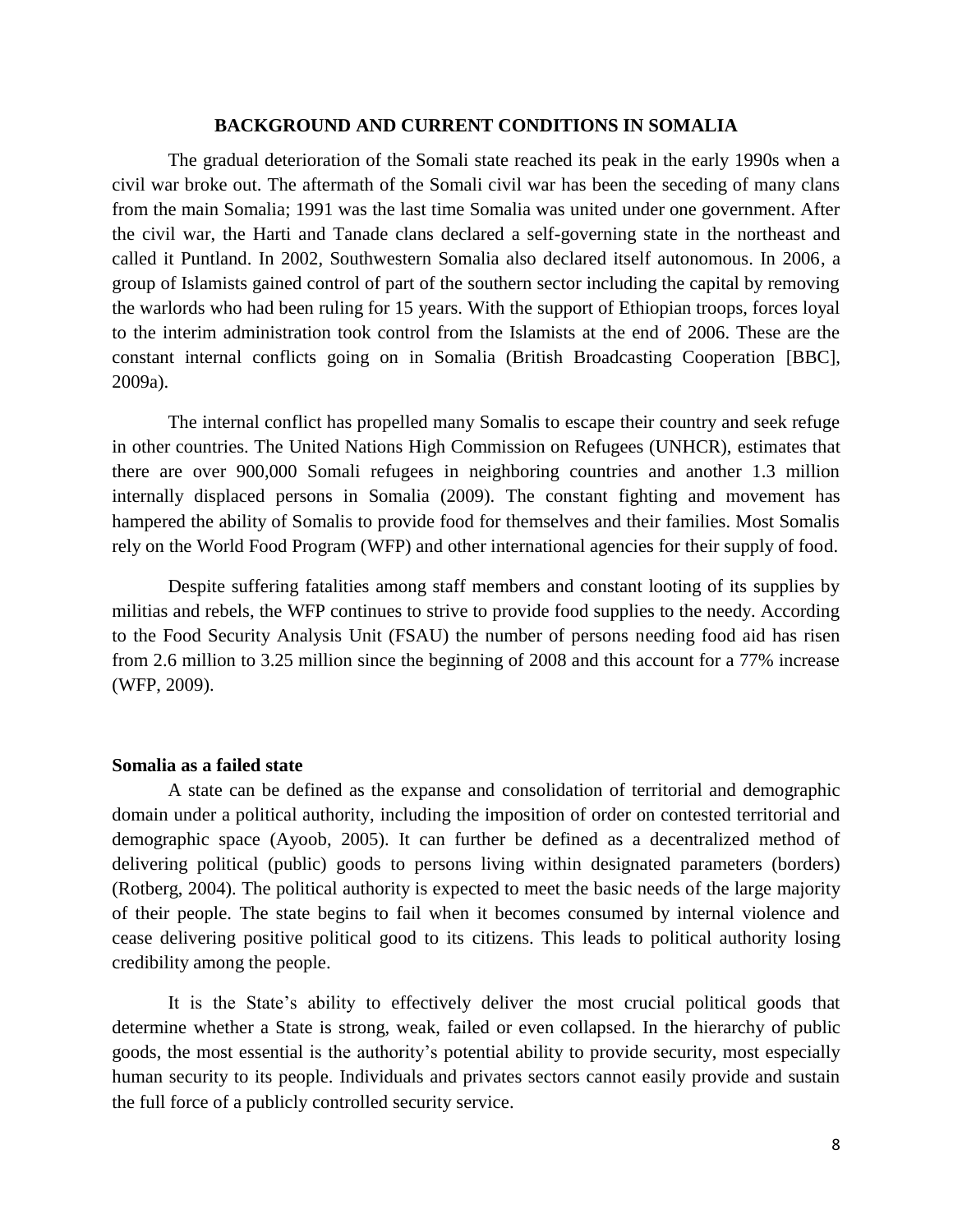## BACKGROUND AND CURRENT CONDITIONS IN SOMALIA

The gradual deterioration of the Somali state reached its peak in the early 1990s when a civil war broke out. The aftermath of the Somali civil war has been the seceding of many clans from the main Somalia; 1991 was the last time Somalia was united under one government. After the civil war, the Harti and Tanade clans declared a self-governing state in the northeast and called it Puntland. In 2002, Southwestern Somalia also declared itself autonomous. In 2006, a group of Islamists gained control of part of the southern sector including the capital by removing the warlords who had been ruling for 15 years. With the support of Ethiopian troops, forces loyal to the interim administration took control from the Islamists at the end of 2006. These are the constant internal conflicts going on in Somalia (British Broadcasting Cooperation [BBC], 2009a).

The internal conflict has propelled many Somalis to escape their country and seek refuge in other countries. The United Nations High Commission on Refugees (UNHCR), estimates that there are over 900,000 Somali refugees in neighboring countries and another 1.3 million internally displaced persons in Somalia (2009). The constant fighting and movement has hampered the ability of Somalis to provide food for themselves and their families. Most Somalis rely on the World Food Program (WFP) and other international agencies for their supply of food.

Despite suffering fatalities among staff members and constant looting of its supplies by militias and rebels, the WFP continues to strive to provide food supplies to the needy. According to the Food Security Analysis Unit (FSAU) the number of persons needing food aid has risen from 2.6 million to 3.25 million since the beginning of 2008 and this account for a 77% increase (WFP, 2009).

### Somalia as a failed state

A state can be defined as the expanse and consolidation of territorial and demographic domain under a political authority, including the imposition of order on contested territorial and demographic space (Ayoob, 2005). It can further be defined as a decentralized method of delivering political (public) goods to persons living within designated parameters (borders) (Rotberg, 2004). The political authority is expected to meet the basic needs of the large majority of their people. The state begins to fail when it becomes consumed by internal violence and cease delivering positive political good to its citizens. This leads to political authority losing credibility among the people.

It is the State's ability to effectively deliver the most crucial political goods that determine whether a State is strong, weak, failed or even collapsed. In the hierarchy of public goods, the most essential is the authority's potential ability to provide security, most especially human security to its people. Individuals and privates sectors cannot easily provide and sustain the full force of a publicly controlled security service.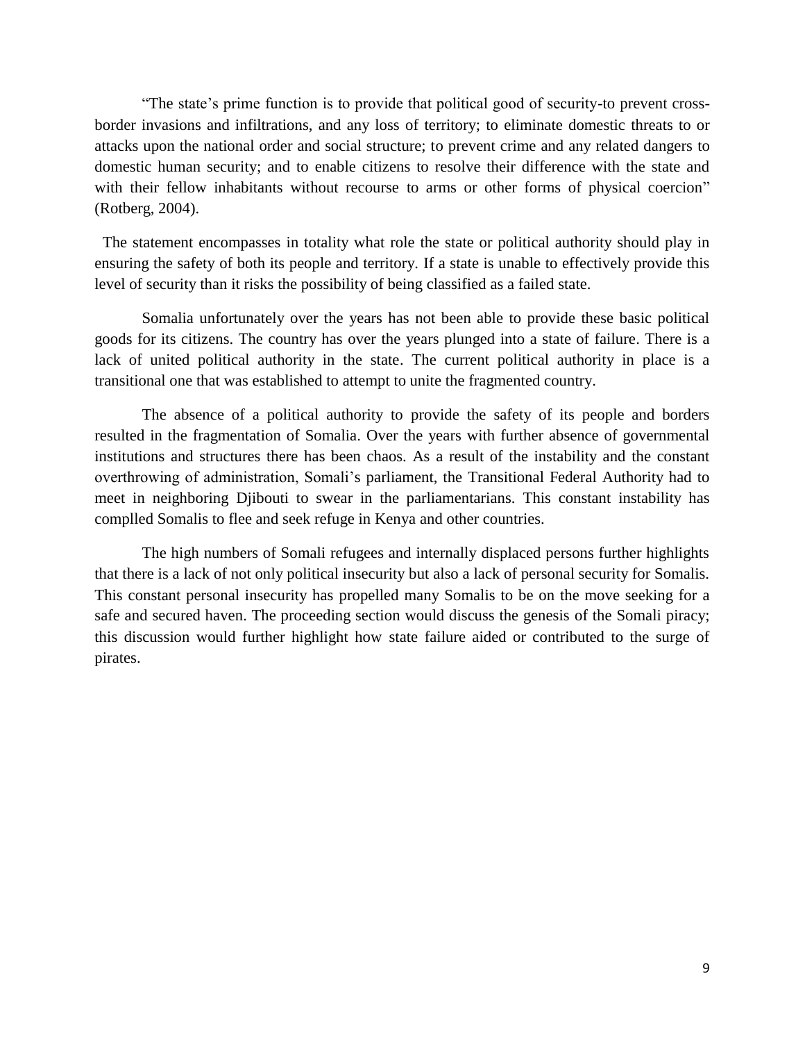"The state's prime function is to provide that political good of security-to prevent cross-border invasions and infiltrations, and any loss of territory; to eliminate domestic threats to or attacks upon the national order and social structure; to prevent crime and any related dangers to domestic human security; and to enable citizens to resolve their difference with the state and with their fellow inhabitants without recourse to arms or other forms of physical coercion" (Rotberg, 2004).

The statement encompasses in totality what role the state or political authority should play in ensuring the safety of both its people and territory. If a state is unable to effectively provide this level of security than it risks the possibility of being classified as a failed state.

Somalia unfortunately over the years has not been able to provide these basic political goods for its citizens. The country has over the years plunged into a state of failure. There is a lack of united political authority in the state. The current political authority in place is a transitional one that was established to attempt to unite the fragmented country.

The absence of a political authority to provide the safety of its people and borders resulted in the fragmentation of Somalia. Over the years with further absence of governmental institutions and structures there has been chaos. As a result of the instability and the constant overthrowing of administration, Somali's parliament, the Transitional Federal Authority had to meet in neighboring Djibouti to swear in the parliamentarians. This constant instability has complled Somalis to flee and seek refuge in Kenya and other countries.

The high numbers of Somali refugees and internally displaced persons further highlights that there is a lack of not only political insecurity but also a lack of personal security for Somalis. This constant personal insecurity has propelled many Somalis to be on the move seeking for a safe and secured haven. The proceeding section would discuss the genesis of the Somali piracy; this discussion would further highlight how state failure aided or contributed to the surge of pirates.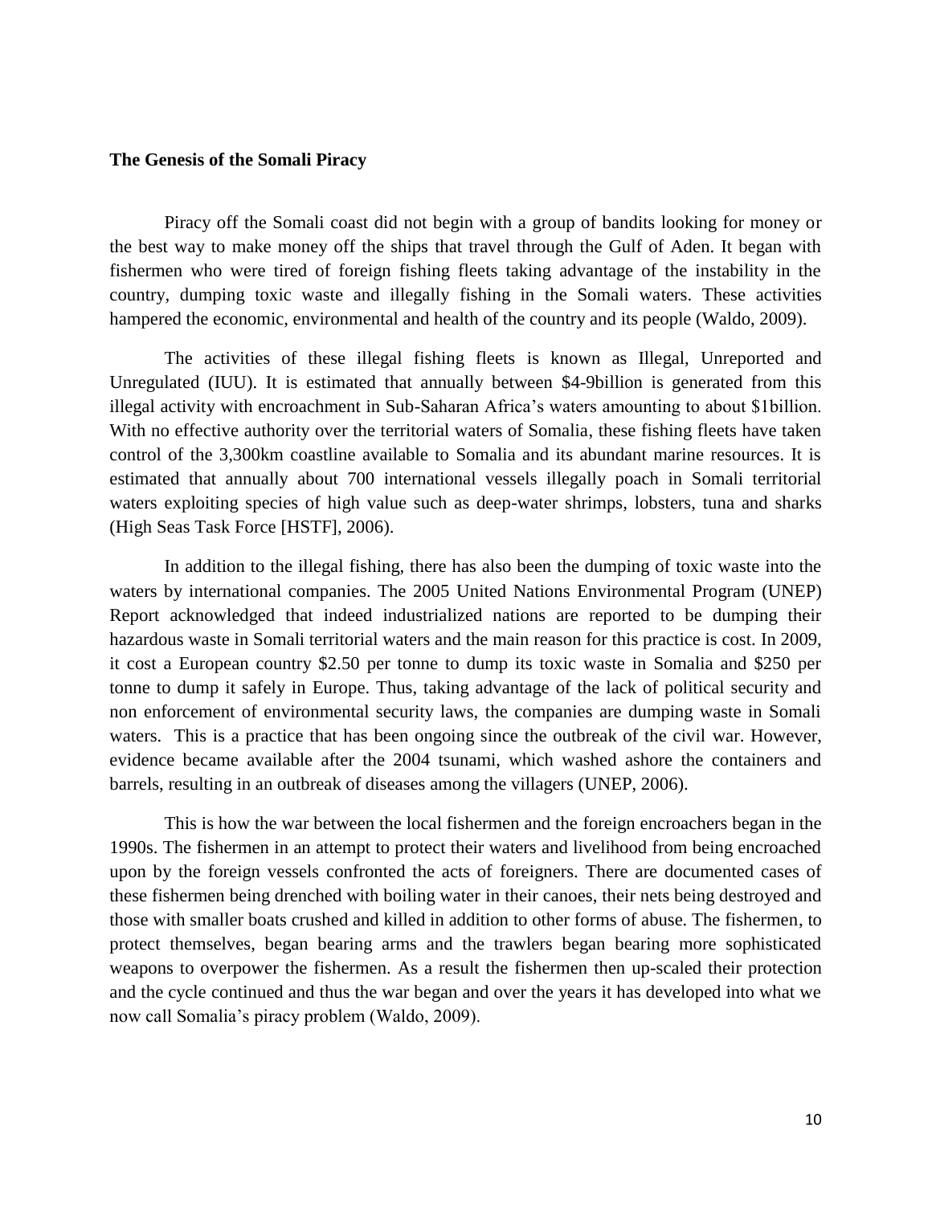**The Genesis of the Somali Piracy**

Piracy off the Somali coast did not begin with a group of bandits looking for money or the best way to make money off the ships that travel through the Gulf of Aden. It began with fishermen who were tired of foreign fishing fleets taking advantage of the instability in the country, dumping toxic waste and illegally fishing in the Somali waters. These activities hampered the economic, environmental and health of the country and its people (Waldo, 2009).

The activities of these illegal fishing fleets is known as Illegal, Unreported and Unregulated (IUU). It is estimated that annually between $4-9billion is generated from this illegal activity with encroachment in Sub-Saharan Africa's waters amounting to about $1billion. With no effective authority over the territorial waters of Somalia, these fishing fleets have taken control of the 3,300km coastline available to Somalia and its abundant marine resources. It is estimated that annually about 700 international vessels illegally poach in Somali territorial waters exploiting species of high value such as deep-water shrimps, lobsters, tuna and sharks (High Seas Task Force [HSTF], 2006).

In addition to the illegal fishing, there has also been the dumping of toxic waste into the waters by international companies. The 2005 United Nations Environmental Program (UNEP) Report acknowledged that indeed industrialized nations are reported to be dumping their hazardous waste in Somali territorial waters and the main reason for this practice is cost. In 2009, it cost a European country $2.50 per tonne to dump its toxic waste in Somalia and $250 per tonne to dump it safely in Europe. Thus, taking advantage of the lack of political security and non enforcement of environmental security laws, the companies are dumping waste in Somali waters. This is a practice that has been ongoing since the outbreak of the civil war. However, evidence became available after the 2004 tsunami, which washed ashore the containers and barrels, resulting in an outbreak of diseases among the villagers (UNEP, 2006).

This is how the war between the local fishermen and the foreign encroachers began in the 1990s. The fishermen in an attempt to protect their waters and livelihood from being encroached upon by the foreign vessels confronted the acts of foreigners. There are documented cases of these fishermen being drenched with boiling water in their canoes, their nets being destroyed and those with smaller boats crushed and killed in addition to other forms of abuse. The fishermen, to protect themselves, began bearing arms and the trawlers began bearing more sophisticated weapons to overpower the fishermen. As a result the fishermen then up-scaled their protection and the cycle continued and thus the war began and over the years it has developed into what we now call Somalia's piracy problem (Waldo, 2009).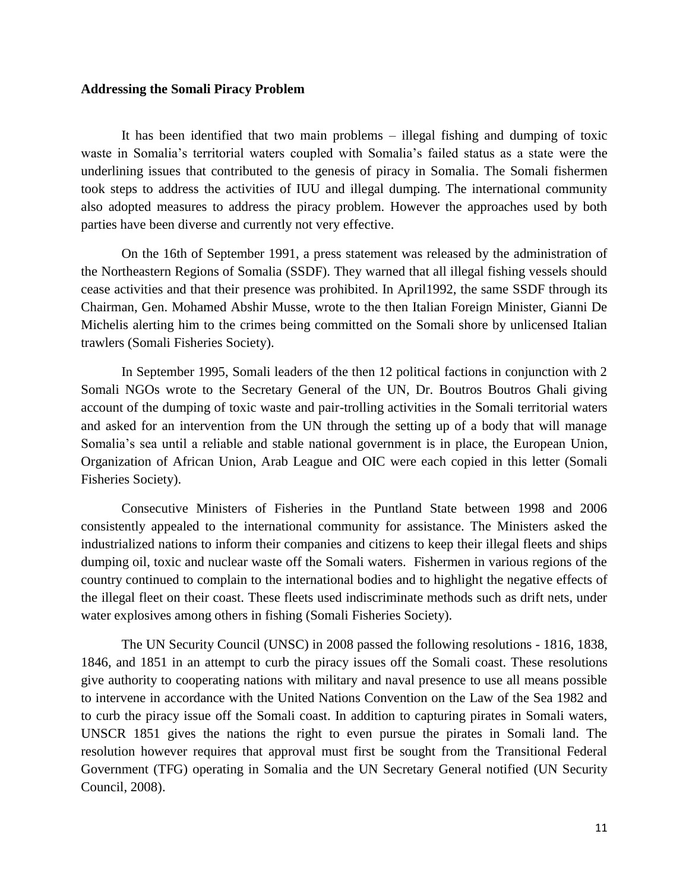**Addressing the Somali Piracy Problem**

It has been identified that two main problems – illegal fishing and dumping of toxic waste in Somalia's territorial waters coupled with Somalia's failed status as a state were the underlining issues that contributed to the genesis of piracy in Somalia. The Somali fishermen took steps to address the activities of IUU and illegal dumping. The international community also adopted measures to address the piracy problem. However the approaches used by both parties have been diverse and currently not very effective.

On the 16th of September 1991, a press statement was released by the administration of the Northeastern Regions of Somalia (SSDF). They warned that all illegal fishing vessels should cease activities and that their presence was prohibited. In April1992, the same SSDF through its Chairman, Gen. Mohamed Abshir Musse, wrote to the then Italian Foreign Minister, Gianni De Michelis alerting him to the crimes being committed on the Somali shore by unlicensed Italian trawlers (Somali Fisheries Society).

In September 1995, Somali leaders of the then 12 political factions in conjunction with 2 Somali NGOs wrote to the Secretary General of the UN, Dr. Boutros Boutros Ghali giving account of the dumping of toxic waste and pair-trolling activities in the Somali territorial waters and asked for an intervention from the UN through the setting up of a body that will manage Somalia's sea until a reliable and stable national government is in place, the European Union, Organization of African Union, Arab League and OIC were each copied in this letter (Somali Fisheries Society).

Consecutive Ministers of Fisheries in the Puntland State between 1998 and 2006 consistently appealed to the international community for assistance. The Ministers asked the industrialized nations to inform their companies and citizens to keep their illegal fleets and ships dumping oil, toxic and nuclear waste off the Somali waters. Fishermen in various regions of the country continued to complain to the international bodies and to highlight the negative effects of the illegal fleet on their coast. These fleets used indiscriminate methods such as drift nets, under water explosives among others in fishing (Somali Fisheries Society).

The UN Security Council (UNSC) in 2008 passed the following resolutions - 1816, 1838, 1846, and 1851 in an attempt to curb the piracy issues off the Somali coast. These resolutions give authority to cooperating nations with military and naval presence to use all means possible to intervene in accordance with the United Nations Convention on the Law of the Sea 1982 and to curb the piracy issue off the Somali coast. In addition to capturing pirates in Somali waters, UNSCR 1851 gives the nations the right to even pursue the pirates in Somali land. The resolution however requires that approval must first be sought from the Transitional Federal Government (TFG) operating in Somalia and the UN Secretary General notified (UN Security Council, 2008).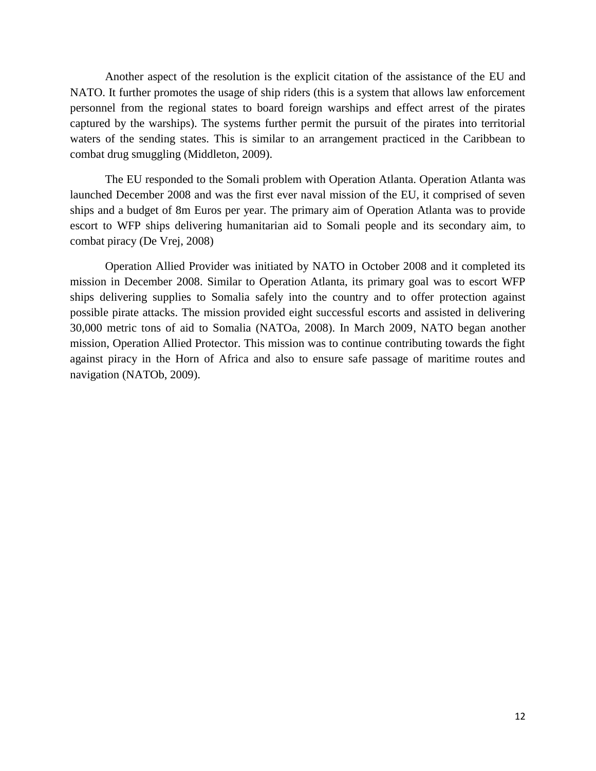Another aspect of the resolution is the explicit citation of the assistance of the EU and NATO. It further promotes the usage of ship riders (this is a system that allows law enforcement personnel from the regional states to board foreign warships and effect arrest of the pirates captured by the warships). The systems further permit the pursuit of the pirates into territorial waters of the sending states. This is similar to an arrangement practiced in the Caribbean to combat drug smuggling (Middleton, 2009).

The EU responded to the Somali problem with Operation Atlanta. Operation Atlanta was launched December 2008 and was the first ever naval mission of the EU, it comprised of seven ships and a budget of 8m Euros per year. The primary aim of Operation Atlanta was to provide escort to WFP ships delivering humanitarian aid to Somali people and its secondary aim, to combat piracy (De Vrej, 2008)

Operation Allied Provider was initiated by NATO in October 2008 and it completed its mission in December 2008. Similar to Operation Atlanta, its primary goal was to escort WFP ships delivering supplies to Somalia safely into the country and to offer protection against possible pirate attacks. The mission provided eight successful escorts and assisted in delivering 30,000 metric tons of aid to Somalia (NATOa, 2008). In March 2009, NATO began another mission, Operation Allied Protector. This mission was to continue contributing towards the fight against piracy in the Horn of Africa and also to ensure safe passage of maritime routes and navigation (NATOb, 2009).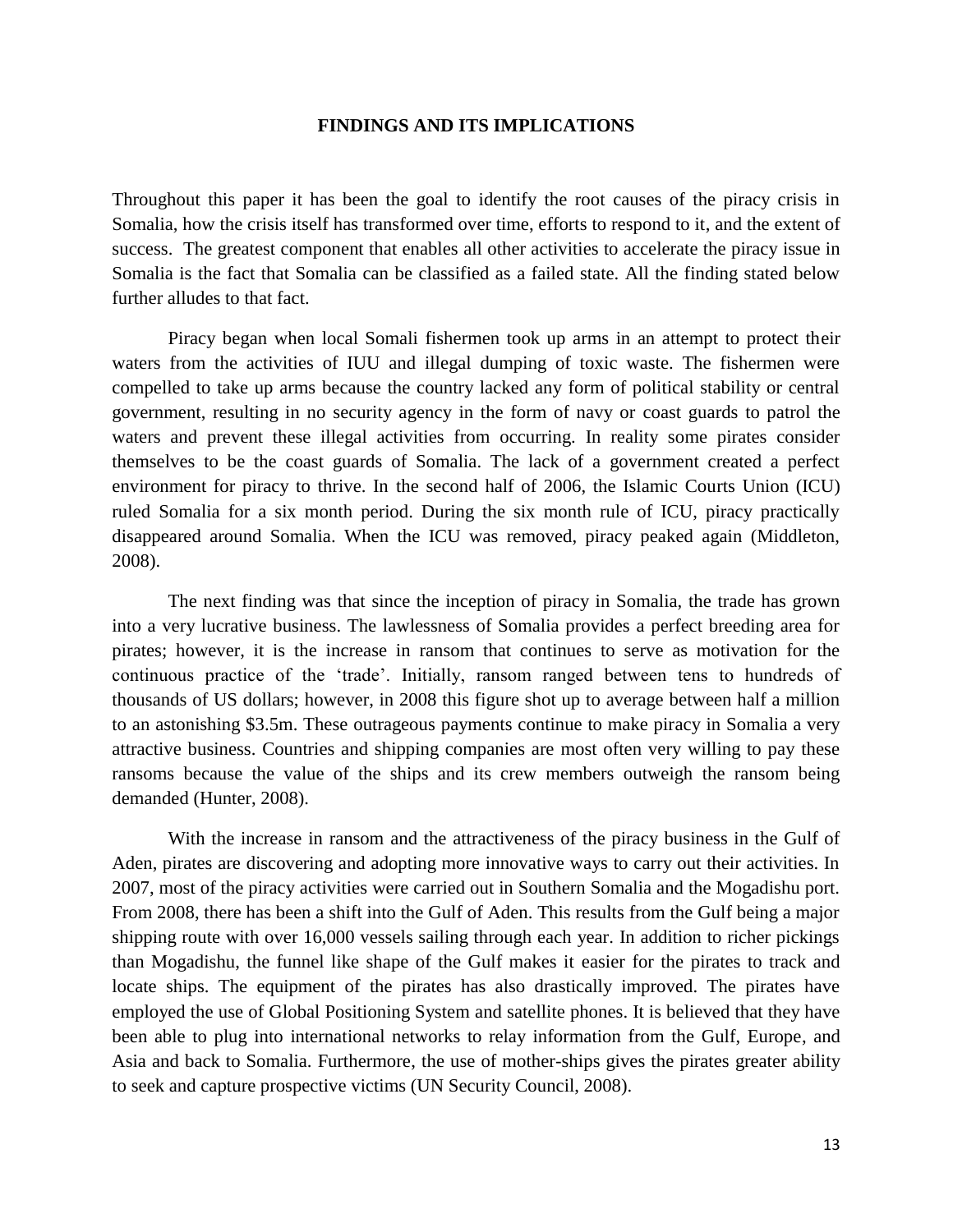## FINDINGS AND ITS IMPLICATIONS

Throughout this paper it has been the goal to identify the root causes of the piracy crisis in Somalia, how the crisis itself has transformed over time, efforts to respond to it, and the extent of success. The greatest component that enables all other activities to accelerate the piracy issue in Somalia is the fact that Somalia can be classified as a failed state. All the finding stated below further alludes to that fact.

Piracy began when local Somali fishermen took up arms in an attempt to protect their waters from the activities of IUU and illegal dumping of toxic waste. The fishermen were compelled to take up arms because the country lacked any form of political stability or central government, resulting in no security agency in the form of navy or coast guards to patrol the waters and prevent these illegal activities from occurring. In reality some pirates consider themselves to be the coast guards of Somalia. The lack of a government created a perfect environment for piracy to thrive. In the second half of 2006, the Islamic Courts Union (ICU) ruled Somalia for a six month period. During the six month rule of ICU, piracy practically disappeared around Somalia. When the ICU was removed, piracy peaked again (Middleton, 2008).

The next finding was that since the inception of piracy in Somalia, the trade has grown into a very lucrative business. The lawlessness of Somalia provides a perfect breeding area for pirates; however, it is the increase in ransom that continues to serve as motivation for the continuous practice of the 'trade'. Initially, ransom ranged between tens to hundreds of thousands of US dollars; however, in 2008 this figure shot up to average between half a million to an astonishing $3.5m. These outrageous payments continue to make piracy in Somalia a very attractive business. Countries and shipping companies are most often very willing to pay these ransoms because the value of the ships and its crew members outweigh the ransom being demanded (Hunter, 2008).

With the increase in ransom and the attractiveness of the piracy business in the Gulf of Aden, pirates are discovering and adopting more innovative ways to carry out their activities. In 2007, most of the piracy activities were carried out in Southern Somalia and the Mogadishu port. From 2008, there has been a shift into the Gulf of Aden. This results from the Gulf being a major shipping route with over 16,000 vessels sailing through each year. In addition to richer pickings than Mogadishu, the funnel like shape of the Gulf makes it easier for the pirates to track and locate ships. The equipment of the pirates has also drastically improved. The pirates have employed the use of Global Positioning System and satellite phones. It is believed that they have been able to plug into international networks to relay information from the Gulf, Europe, and Asia and back to Somalia. Furthermore, the use of mother-ships gives the pirates greater ability to seek and capture prospective victims (UN Security Council, 2008).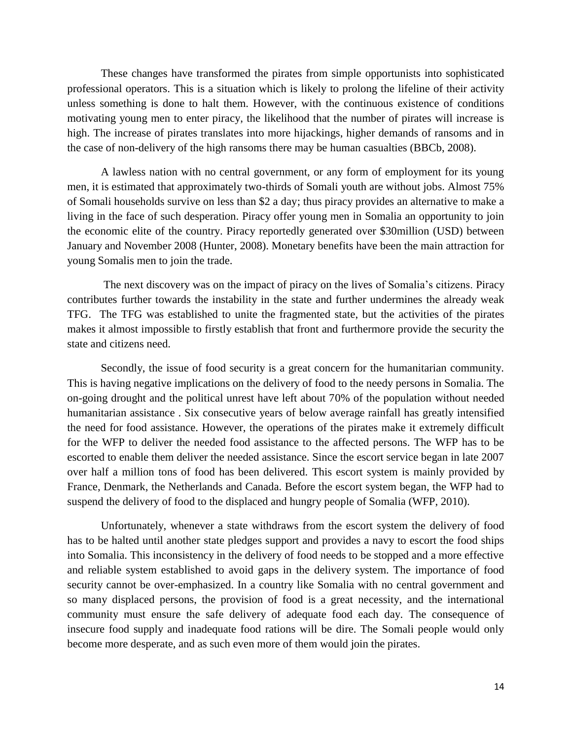These changes have transformed the pirates from simple opportunists into sophisticated professional operators. This is a situation which is likely to prolong the lifeline of their activity unless something is done to halt them. However, with the continuous existence of conditions motivating young men to enter piracy, the likelihood that the number of pirates will increase is high. The increase of pirates translates into more hijackings, higher demands of ransoms and in the case of non-delivery of the high ransoms there may be human casualties (BBCb, 2008).

A lawless nation with no central government, or any form of employment for its young men, it is estimated that approximately two-thirds of Somali youth are without jobs. Almost 75% of Somali households survive on less than $2 a day; thus piracy provides an alternative to make a living in the face of such desperation. Piracy offer young men in Somalia an opportunity to join the economic elite of the country. Piracy reportedly generated over $30million (USD) between January and November 2008 (Hunter, 2008). Monetary benefits have been the main attraction for young Somalis men to join the trade.

The next discovery was on the impact of piracy on the lives of Somalia's citizens. Piracy contributes further towards the instability in the state and further undermines the already weak TFG. The TFG was established to unite the fragmented state, but the activities of the pirates makes it almost impossible to firstly establish that front and furthermore provide the security the state and citizens need.

Secondly, the issue of food security is a great concern for the humanitarian community. This is having negative implications on the delivery of food to the needy persons in Somalia. The on-going drought and the political unrest have left about 70% of the population without needed humanitarian assistance . Six consecutive years of below average rainfall has greatly intensified the need for food assistance. However, the operations of the pirates make it extremely difficult for the WFP to deliver the needed food assistance to the affected persons. The WFP has to be escorted to enable them deliver the needed assistance. Since the escort service began in late 2007 over half a million tons of food has been delivered. This escort system is mainly provided by France, Denmark, the Netherlands and Canada. Before the escort system began, the WFP had to suspend the delivery of food to the displaced and hungry people of Somalia (WFP, 2010).

Unfortunately, whenever a state withdraws from the escort system the delivery of food has to be halted until another state pledges support and provides a navy to escort the food ships into Somalia. This inconsistency in the delivery of food needs to be stopped and a more effective and reliable system established to avoid gaps in the delivery system. The importance of food security cannot be over-emphasized. In a country like Somalia with no central government and so many displaced persons, the provision of food is a great necessity, and the international community must ensure the safe delivery of adequate food each day. The consequence of insecure food supply and inadequate food rations will be dire. The Somali people would only become more desperate, and as such even more of them would join the pirates.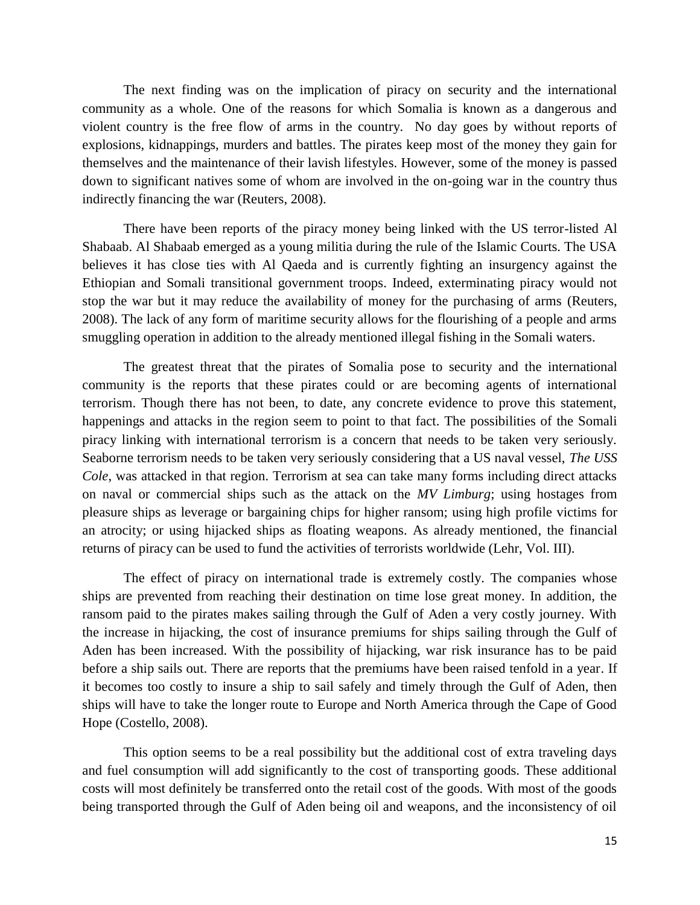The next finding was on the implication of piracy on security and the international community as a whole. One of the reasons for which Somalia is known as a dangerous and violent country is the free flow of arms in the country. No day goes by without reports of explosions, kidnappings, murders and battles. The pirates keep most of the money they gain for themselves and the maintenance of their lavish lifestyles. However, some of the money is passed down to significant natives some of whom are involved in the on-going war in the country thus indirectly financing the war (Reuters, 2008).

There have been reports of the piracy money being linked with the US terror-listed Al Shabaab. Al Shabaab emerged as a young militia during the rule of the Islamic Courts. The USA believes it has close ties with Al Qaeda and is currently fighting an insurgency against the Ethiopian and Somali transitional government troops. Indeed, exterminating piracy would not stop the war but it may reduce the availability of money for the purchasing of arms (Reuters, 2008). The lack of any form of maritime security allows for the flourishing of a people and arms smuggling operation in addition to the already mentioned illegal fishing in the Somali waters.

The greatest threat that the pirates of Somalia pose to security and the international community is the reports that these pirates could or are becoming agents of international terrorism. Though there has not been, to date, any concrete evidence to prove this statement, happenings and attacks in the region seem to point to that fact. The possibilities of the Somali piracy linking with international terrorism is a concern that needs to be taken very seriously. Seaborne terrorism needs to be taken very seriously considering that a US naval vessel, *The USS Cole*, was attacked in that region. Terrorism at sea can take many forms including direct attacks on naval or commercial ships such as the attack on the *MV Limburg*; using hostages from pleasure ships as leverage or bargaining chips for higher ransom; using high profile victims for an atrocity; or using hijacked ships as floating weapons. As already mentioned, the financial returns of piracy can be used to fund the activities of terrorists worldwide (Lehr, Vol. III).

The effect of piracy on international trade is extremely costly. The companies whose ships are prevented from reaching their destination on time lose great money. In addition, the ransom paid to the pirates makes sailing through the Gulf of Aden a very costly journey. With the increase in hijacking, the cost of insurance premiums for ships sailing through the Gulf of Aden has been increased. With the possibility of hijacking, war risk insurance has to be paid before a ship sails out. There are reports that the premiums have been raised tenfold in a year. If it becomes too costly to insure a ship to sail safely and timely through the Gulf of Aden, then ships will have to take the longer route to Europe and North America through the Cape of Good Hope (Costello, 2008).

This option seems to be a real possibility but the additional cost of extra traveling days and fuel consumption will add significantly to the cost of transporting goods. These additional costs will most definitely be transferred onto the retail cost of the goods. With most of the goods being transported through the Gulf of Aden being oil and weapons, and the inconsistency of oil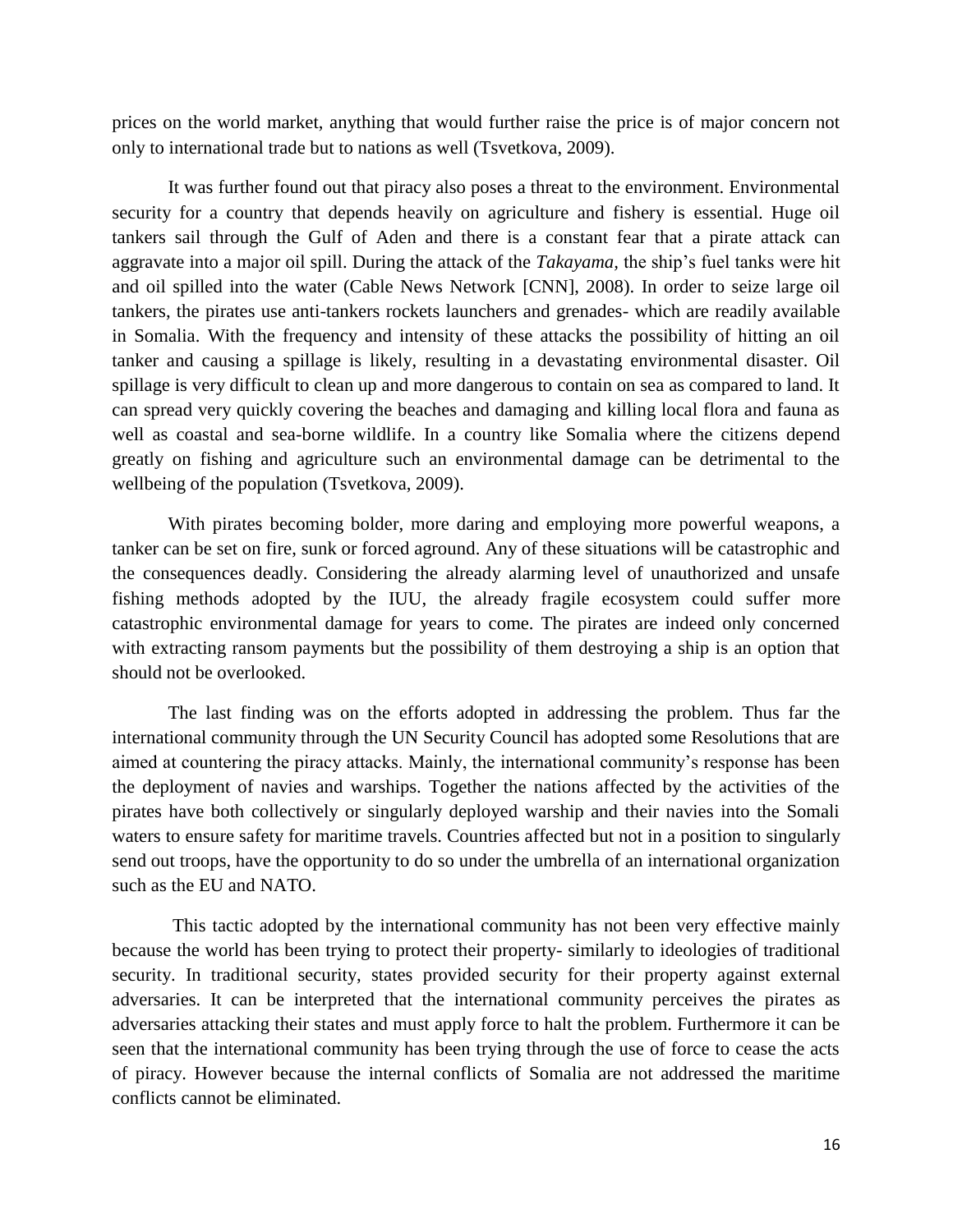prices on the world market, anything that would further raise the price is of major concern not only to international trade but to nations as well (Tsvetkova, 2009).

It was further found out that piracy also poses a threat to the environment. Environmental security for a country that depends heavily on agriculture and fishery is essential. Huge oil tankers sail through the Gulf of Aden and there is a constant fear that a pirate attack can aggravate into a major oil spill. During the attack of the *Takayama*, the ship's fuel tanks were hit and oil spilled into the water (Cable News Network [CNN], 2008). In order to seize large oil tankers, the pirates use anti-tankers rockets launchers and grenades- which are readily available in Somalia. With the frequency and intensity of these attacks the possibility of hitting an oil tanker and causing a spillage is likely, resulting in a devastating environmental disaster. Oil spillage is very difficult to clean up and more dangerous to contain on sea as compared to land. It can spread very quickly covering the beaches and damaging and killing local flora and fauna as well as coastal and sea-borne wildlife. In a country like Somalia where the citizens depend greatly on fishing and agriculture such an environmental damage can be detrimental to the wellbeing of the population (Tsvetkova, 2009).

With pirates becoming bolder, more daring and employing more powerful weapons, a tanker can be set on fire, sunk or forced aground. Any of these situations will be catastrophic and the consequences deadly. Considering the already alarming level of unauthorized and unsafe fishing methods adopted by the IUU, the already fragile ecosystem could suffer more catastrophic environmental damage for years to come. The pirates are indeed only concerned with extracting ransom payments but the possibility of them destroying a ship is an option that should not be overlooked.

The last finding was on the efforts adopted in addressing the problem. Thus far the international community through the UN Security Council has adopted some Resolutions that are aimed at countering the piracy attacks. Mainly, the international community's response has been the deployment of navies and warships. Together the nations affected by the activities of the pirates have both collectively or singularly deployed warship and their navies into the Somali waters to ensure safety for maritime travels. Countries affected but not in a position to singularly send out troops, have the opportunity to do so under the umbrella of an international organization such as the EU and NATO.

This tactic adopted by the international community has not been very effective mainly because the world has been trying to protect their property- similarly to ideologies of traditional security. In traditional security, states provided security for their property against external adversaries. It can be interpreted that the international community perceives the pirates as adversaries attacking their states and must apply force to halt the problem. Furthermore it can be seen that the international community has been trying through the use of force to cease the acts of piracy. However because the internal conflicts of Somalia are not addressed the maritime conflicts cannot be eliminated.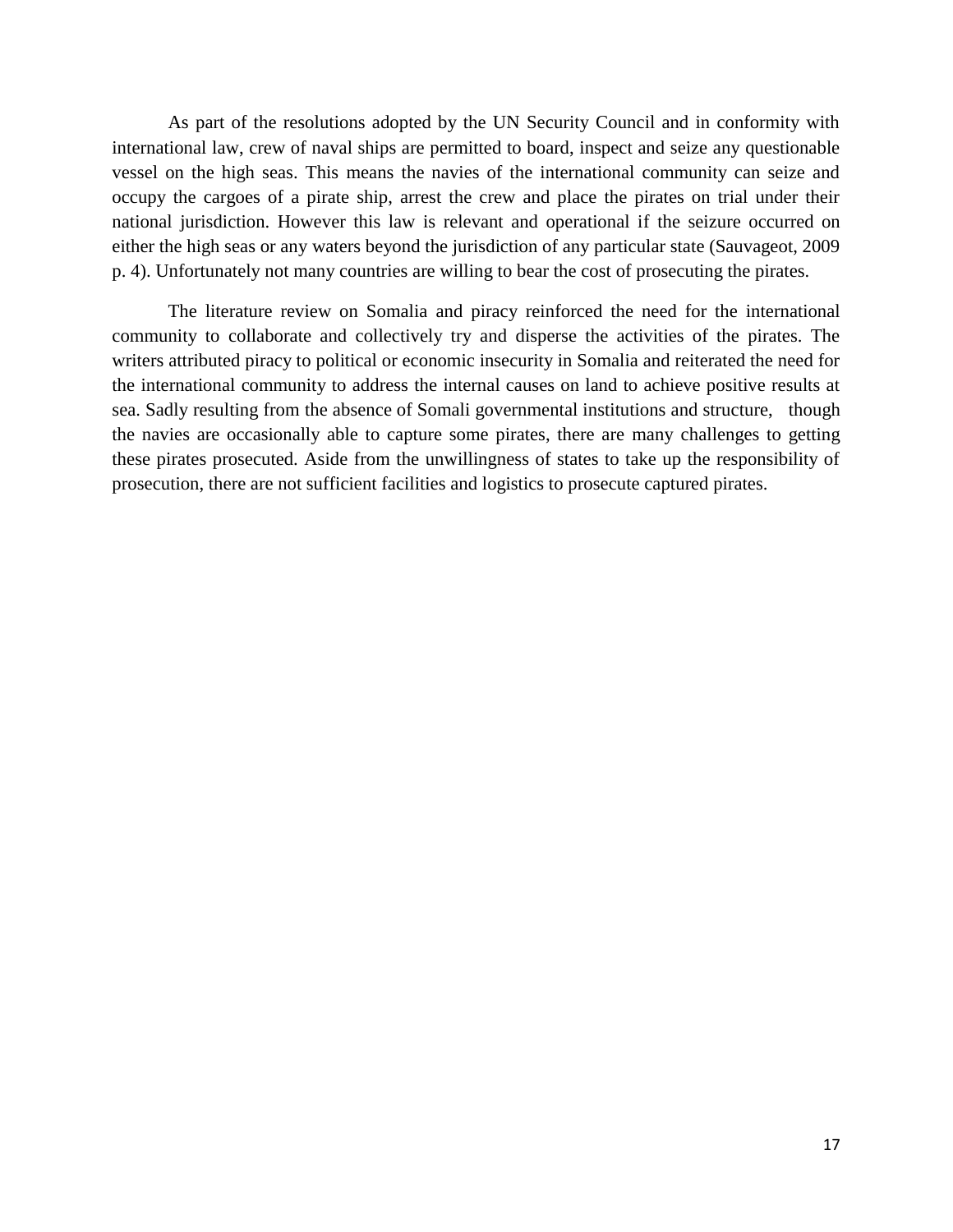As part of the resolutions adopted by the UN Security Council and in conformity with international law, crew of naval ships are permitted to board, inspect and seize any questionable vessel on the high seas. This means the navies of the international community can seize and occupy the cargoes of a pirate ship, arrest the crew and place the pirates on trial under their national jurisdiction. However this law is relevant and operational if the seizure occurred on either the high seas or any waters beyond the jurisdiction of any particular state (Sauvageot, 2009 p. 4). Unfortunately not many countries are willing to bear the cost of prosecuting the pirates.

The literature review on Somalia and piracy reinforced the need for the international community to collaborate and collectively try and disperse the activities of the pirates. The writers attributed piracy to political or economic insecurity in Somalia and reiterated the need for the international community to address the internal causes on land to achieve positive results at sea. Sadly resulting from the absence of Somali governmental institutions and structure, though the navies are occasionally able to capture some pirates, there are many challenges to getting these pirates prosecuted. Aside from the unwillingness of states to take up the responsibility of prosecution, there are not sufficient facilities and logistics to prosecute captured pirates.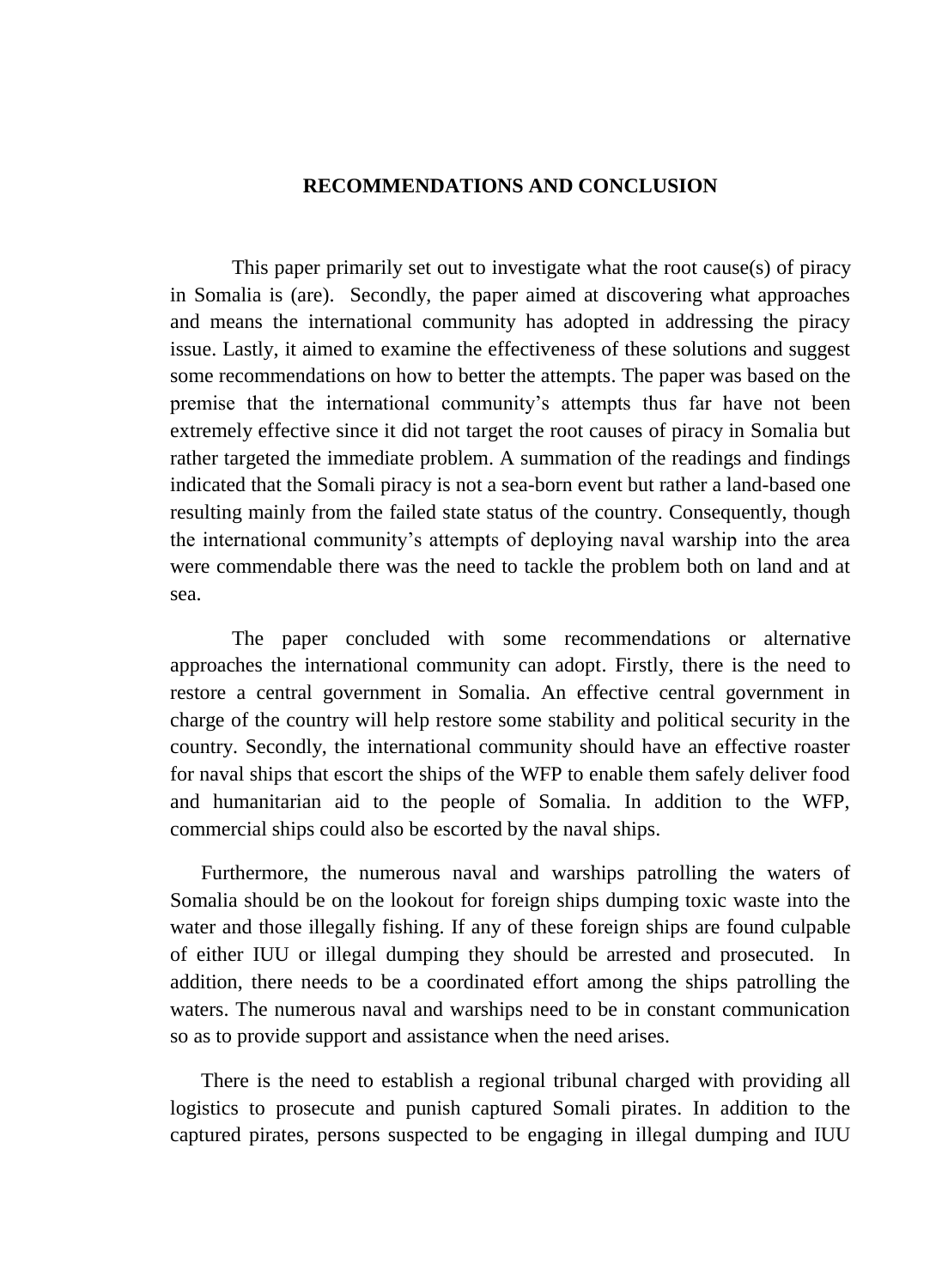## RECOMMENDATIONS AND CONCLUSION

This paper primarily set out to investigate what the root cause(s) of piracy in Somalia is (are). Secondly, the paper aimed at discovering what approaches and means the international community has adopted in addressing the piracy issue. Lastly, it aimed to examine the effectiveness of these solutions and suggest some recommendations on how to better the attempts. The paper was based on the premise that the international community's attempts thus far have not been extremely effective since it did not target the root causes of piracy in Somalia but rather targeted the immediate problem. A summation of the readings and findings indicated that the Somali piracy is not a sea-born event but rather a land-based one resulting mainly from the failed state status of the country. Consequently, though the international community's attempts of deploying naval warship into the area were commendable there was the need to tackle the problem both on land and at sea.

The paper concluded with some recommendations or alternative approaches the international community can adopt. Firstly, there is the need to restore a central government in Somalia. An effective central government in charge of the country will help restore some stability and political security in the country. Secondly, the international community should have an effective roaster for naval ships that escort the ships of the WFP to enable them safely deliver food and humanitarian aid to the people of Somalia. In addition to the WFP, commercial ships could also be escorted by the naval ships.

Furthermore, the numerous naval and warships patrolling the waters of Somalia should be on the lookout for foreign ships dumping toxic waste into the water and those illegally fishing. If any of these foreign ships are found culpable of either IUU or illegal dumping they should be arrested and prosecuted. In addition, there needs to be a coordinated effort among the ships patrolling the waters. The numerous naval and warships need to be in constant communication so as to provide support and assistance when the need arises.

There is the need to establish a regional tribunal charged with providing all logistics to prosecute and punish captured Somali pirates. In addition to the captured pirates, persons suspected to be engaging in illegal dumping and IUU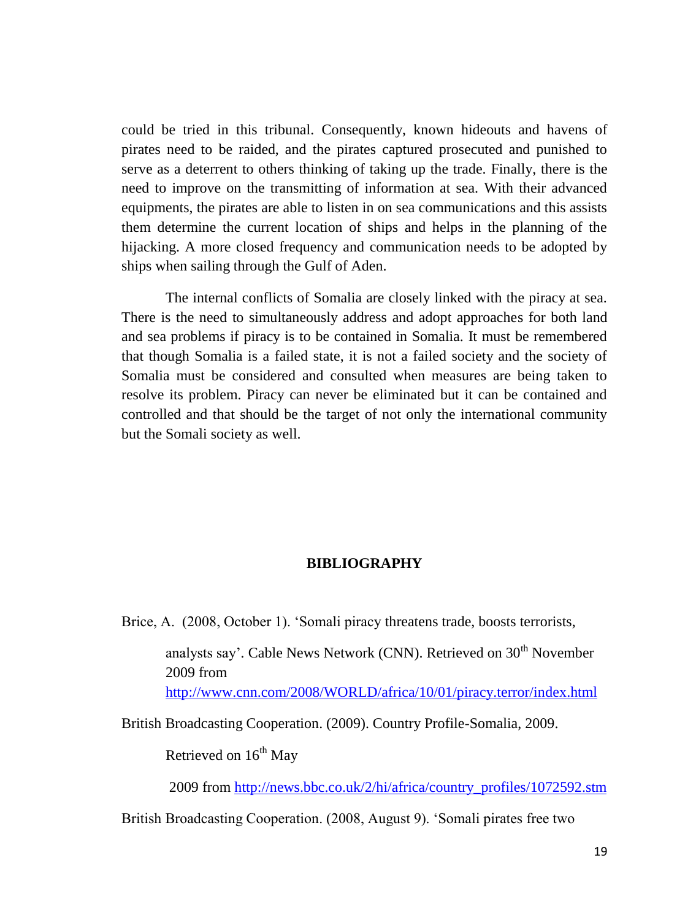could be tried in this tribunal. Consequently, known hideouts and havens of pirates need to be raided, and the pirates captured prosecuted and punished to serve as a deterrent to others thinking of taking up the trade. Finally, there is the need to improve on the transmitting of information at sea. With their advanced equipments, the pirates are able to listen in on sea communications and this assists them determine the current location of ships and helps in the planning of the hijacking. A more closed frequency and communication needs to be adopted by ships when sailing through the Gulf of Aden.

The internal conflicts of Somalia are closely linked with the piracy at sea. There is the need to simultaneously address and adopt approaches for both land and sea problems if piracy is to be contained in Somalia. It must be remembered that though Somalia is a failed state, it is not a failed society and the society of Somalia must be considered and consulted when measures are being taken to resolve its problem. Piracy can never be eliminated but it can be contained and controlled and that should be the target of not only the international community but the Somali society as well.

## BIBLIOGRAPHY

Brice, A. (2008, October 1). 'Somali piracy threatens trade, boosts terrorists, analysts say'. Cable News Network (CNN). Retrieved on 30th November 2009 from http://www.cnn.com/2008/WORLD/africa/10/01/piracy.terror/index.html

British Broadcasting Cooperation. (2009). Country Profile-Somalia, 2009. Retrieved on 16th May 2009 from http://news.bbc.co.uk/2/hi/africa/country_profiles/1072592.stm

British Broadcasting Cooperation. (2008, August 9). 'Somali pirates free two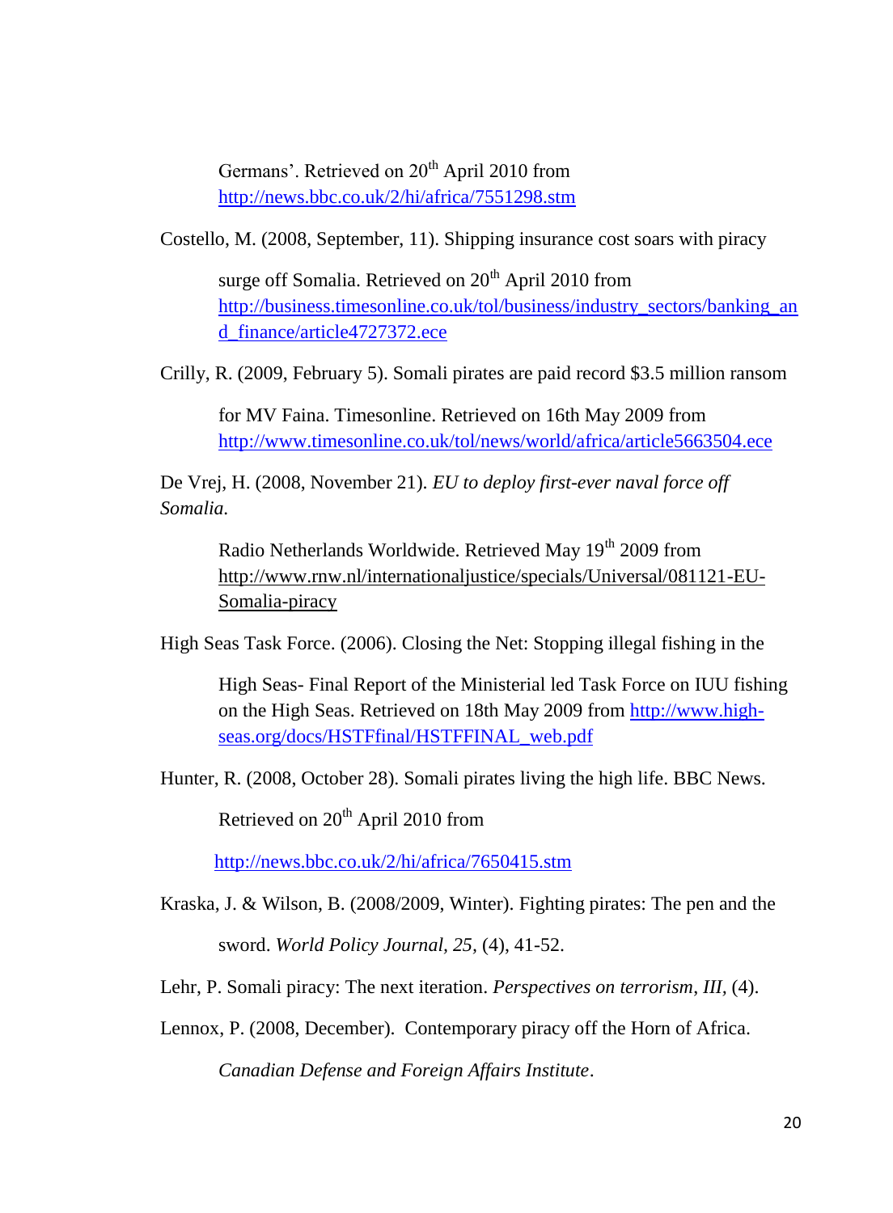Germans'. Retrieved on 20th April 2010 from http://news.bbc.co.uk/2/hi/africa/7551298.stm

Costello, M. (2008, September, 11). Shipping insurance cost soars with piracy surge off Somalia. Retrieved on 20th April 2010 from http://business.timesonline.co.uk/tol/business/industry_sectors/banking_and_finance/article4727372.ece

Crilly, R. (2009, February 5). Somali pirates are paid record $3.5 million ransom for MV Faina. Timesonline. Retrieved on 16th May 2009 from http://www.timesonline.co.uk/tol/news/world/africa/article5663504.ece

De Vrej, H. (2008, November 21). *EU to deploy first-ever naval force off Somalia.* Radio Netherlands Worldwide. Retrieved May 19th 2009 from http://www.rnw.nl/internationaljustice/specials/Universal/081121-EU-Somalia-piracy

High Seas Task Force. (2006). Closing the Net: Stopping illegal fishing in the High Seas- Final Report of the Ministerial led Task Force on IUU fishing on the High Seas. Retrieved on 18th May 2009 from http://www.high-seas.org/docs/HSTFfinal/HSTFFINAL_web.pdf

Hunter, R. (2008, October 28). Somali pirates living the high life. BBC News. Retrieved on 20th April 2010 from http://news.bbc.co.uk/2/hi/africa/7650415.stm

Kraska, J. & Wilson, B. (2008/2009, Winter). Fighting pirates: The pen and the sword. *World Policy Journal, 25*, (4), 41-52.

Lehr, P. Somali piracy: The next iteration. *Perspectives on terrorism*, *III*, (4).

Lennox, P. (2008, December). Contemporary piracy off the Horn of Africa. *Canadian Defense and Foreign Affairs Institute*.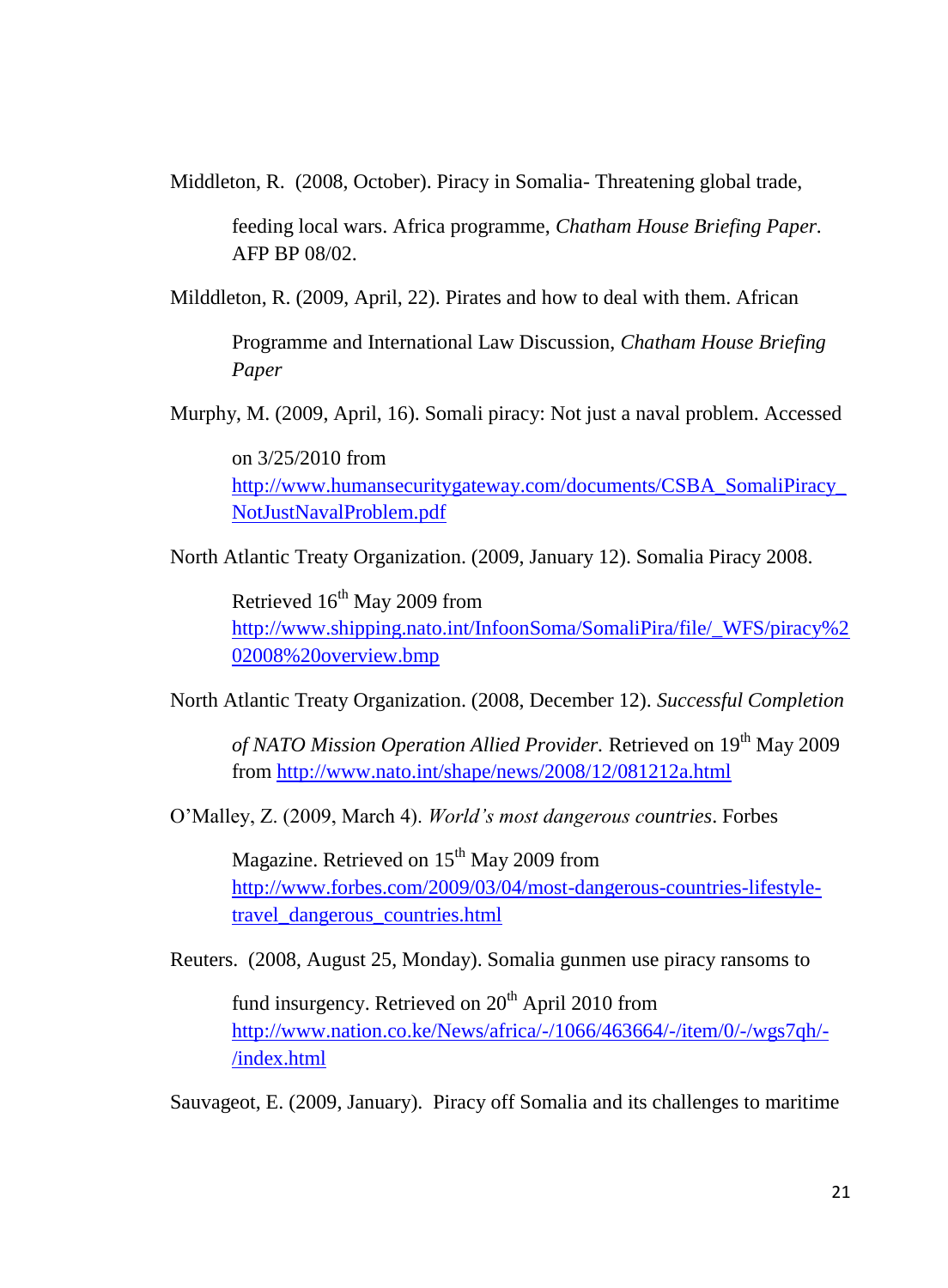Middleton, R. (2008, October). Piracy in Somalia- Threatening global trade, feeding local wars. Africa programme, *Chatham House Briefing Paper.* AFP BP 08/02.

Milddleton, R. (2009, April, 22). Pirates and how to deal with them. African Programme and International Law Discussion, *Chatham House Briefing Paper*

Murphy, M. (2009, April, 16). Somali piracy: Not just a naval problem. Accessed on 3/25/2010 from http://www.humansecuritygateway.com/documents/CSBA_SomaliPiracy_NotJustNavalProblem.pdf

North Atlantic Treaty Organization. (2009, January 12). Somalia Piracy 2008. Retrieved 16th May 2009 from http://www.shipping.nato.int/InfoonSoma/SomaliPira/file/_WFS/piracy%202008%20overview.bmp

North Atlantic Treaty Organization. (2008, December 12). *Successful Completion of NATO Mission Operation Allied Provider.* Retrieved on 19th May 2009 from http://www.nato.int/shape/news/2008/12/081212a.html

O'Malley, Z. (2009, March 4). *World's most dangerous countries*. Forbes Magazine. Retrieved on 15th May 2009 from http://www.forbes.com/2009/03/04/most-dangerous-countries-lifestyle-travel_dangerous_countries.html

Reuters. (2008, August 25, Monday). Somalia gunmen use piracy ransoms to fund insurgency. Retrieved on 20th April 2010 from http://www.nation.co.ke/News/africa/-/1066/463664/-/item/0/-/wgs7qh/-/index.html

Sauvageot, E. (2009, January). Piracy off Somalia and its challenges to maritime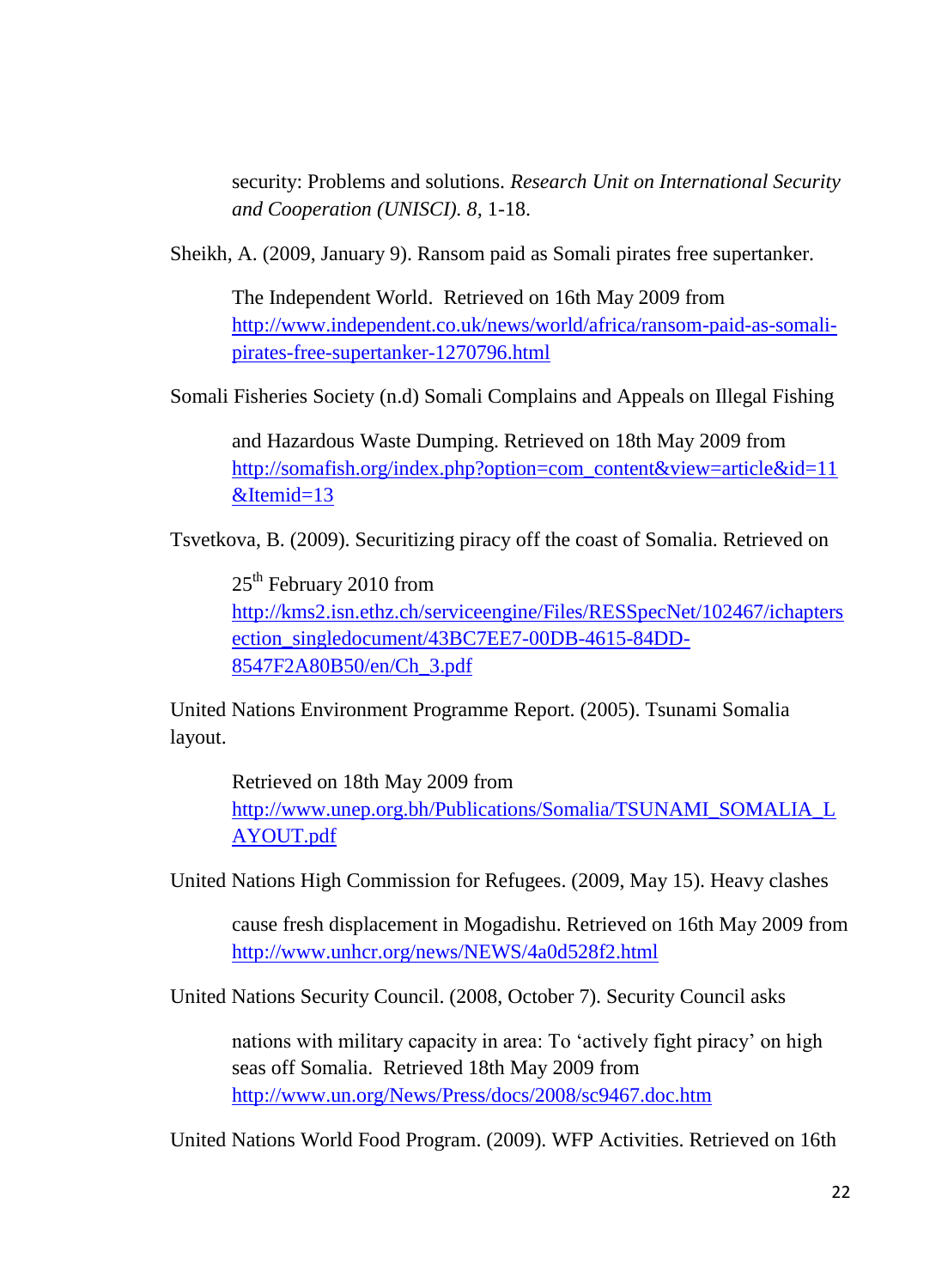security: Problems and solutions. *Research Unit on International Security and Cooperation (UNISCI). 8*, 1-18.

Sheikh, A. (2009, January 9). Ransom paid as Somali pirates free supertanker.

The Independent World. Retrieved on 16th May 2009 from http://www.independent.co.uk/news/world/africa/ransom-paid-as-somali-pirates-free-supertanker-1270796.html

Somali Fisheries Society (n.d) Somali Complains and Appeals on Illegal Fishing

and Hazardous Waste Dumping. Retrieved on 18th May 2009 from http://somafish.org/index.php?option=com_content&view=article&id=11&Itemid=13

Tsvetkova, B. (2009). Securitizing piracy off the coast of Somalia. Retrieved on

25th February 2010 from http://kms2.isn.ethz.ch/serviceengine/Files/RESSpecNet/102467/ichaptersection_singledocument/43BC7EE7-00DB-4615-84DD-8547F2A80B50/en/Ch_3.pdf

United Nations Environment Programme Report. (2005). Tsunami Somalia layout.

Retrieved on 18th May 2009 from http://www.unep.org.bh/Publications/Somalia/TSUNAMI_SOMALIA_LAYOUT.pdf

United Nations High Commission for Refugees. (2009, May 15). Heavy clashes

cause fresh displacement in Mogadishu. Retrieved on 16th May 2009 from http://www.unhcr.org/news/NEWS/4a0d528f2.html

United Nations Security Council. (2008, October 7). Security Council asks

nations with military capacity in area: To 'actively fight piracy' on high seas off Somalia. Retrieved 18th May 2009 from http://www.un.org/News/Press/docs/2008/sc9467.doc.htm

United Nations World Food Program. (2009). WFP Activities. Retrieved on 16th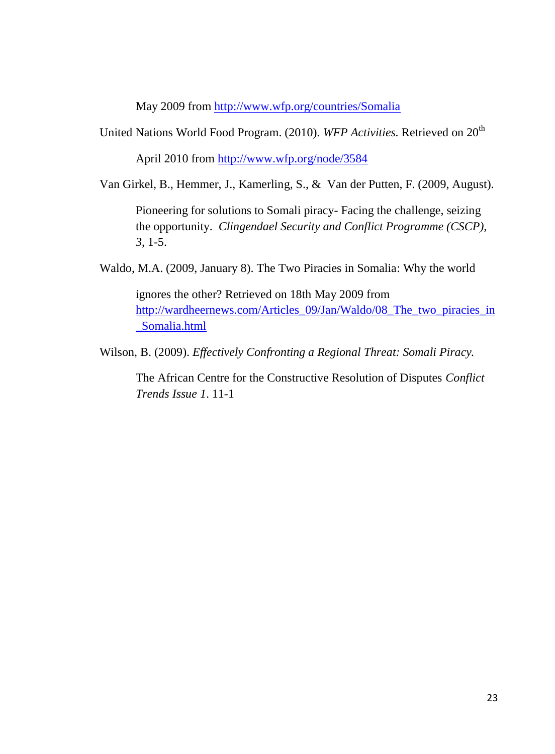May 2009 from http://www.wfp.org/countries/Somalia

United Nations World Food Program. (2010). *WFP Activities.* Retrieved on 20th April 2010 from http://www.wfp.org/node/3584

Van Girkel, B., Hemmer, J., Kamerling, S., & Van der Putten, F. (2009, August). Pioneering for solutions to Somali piracy- Facing the challenge, seizing the opportunity. *Clingendael Security and Conflict Programme (CSCP), 3*, 1-5.

Waldo, M.A. (2009, January 8). The Two Piracies in Somalia: Why the world ignores the other? Retrieved on 18th May 2009 from http://wardheernews.com/Articles_09/Jan/Waldo/08_The_two_piracies_in_Somalia.html

Wilson, B. (2009). *Effectively Confronting a Regional Threat: Somali Piracy.* The African Centre for the Constructive Resolution of Disputes *Conflict Trends Issue 1*. 11-1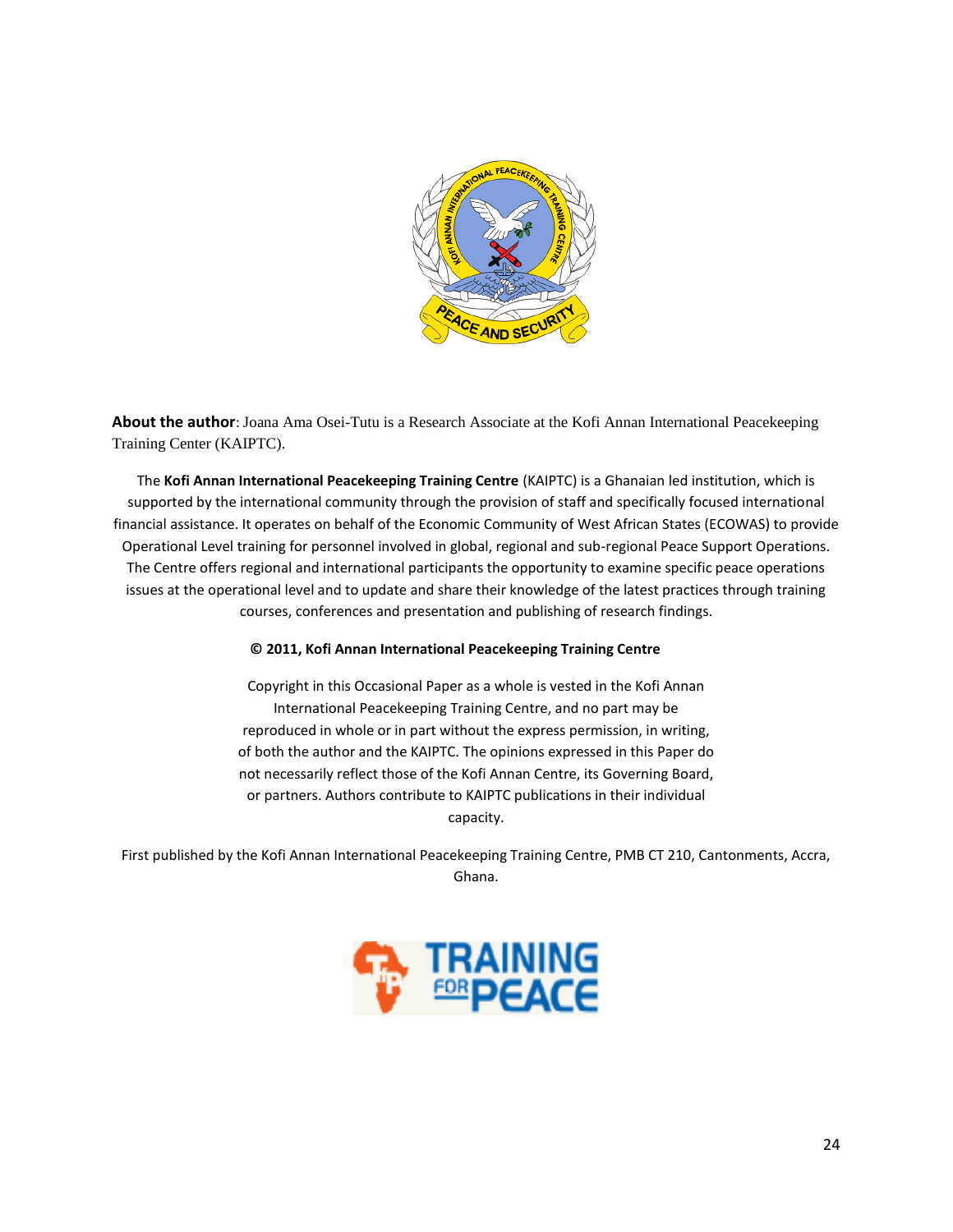**About the author**: Joana Ama Osei-Tutu is a Research Associate at the Kofi Annan International Peacekeeping Training Center (KAIPTC).

The **Kofi Annan International Peacekeeping Training Centre** (KAIPTC) is a Ghanaian led institution, which is supported by the international community through the provision of staff and specifically focused international financial assistance. It operates on behalf of the Economic Community of West African States (ECOWAS) to provide Operational Level training for personnel involved in global, regional and sub-regional Peace Support Operations. The Centre offers regional and international participants the opportunity to examine specific peace operations issues at the operational level and to update and share their knowledge of the latest practices through training courses, conferences and presentation and publishing of research findings.

**© 2011, Kofi Annan International Peacekeeping Training Centre**

Copyright in this Occasional Paper as a whole is vested in the Kofi Annan International Peacekeeping Training Centre, and no part may be reproduced in whole or in part without the express permission, in writing, of both the author and the KAIPTC. The opinions expressed in this Paper do not necessarily reflect those of the Kofi Annan Centre, its Governing Board, or partners. Authors contribute to KAIPTC publications in their individual capacity.

First published by the Kofi Annan International Peacekeeping Training Centre, PMB CT 210, Cantonments, Accra, Ghana.